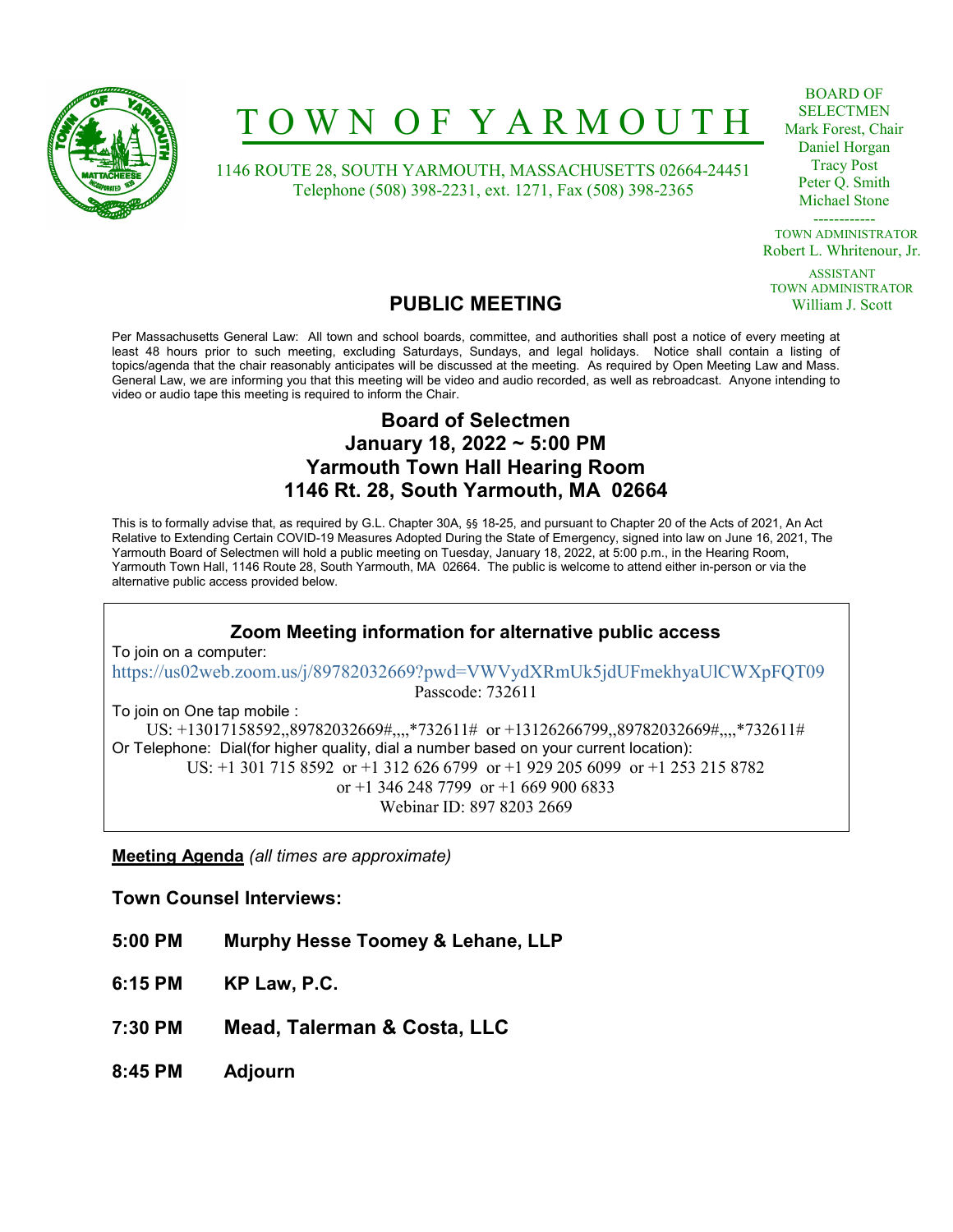# TOWN OF YARMOUTH

1146 ROUTE 28, SOUTH YARMOUTH, MASSACHUSETTS 02664-24451
Telephone (508) 398-2231, ext. 1271, Fax (508) 398-2365

BOARD OF SELECTMEN
Mark Forest, Chair
Daniel Horgan
Tracy Post
Peter Q. Smith
Michael Stone

------------

TOWN ADMINISTRATOR
Robert L. Whritenour, Jr.

ASSISTANT TOWN ADMINISTRATOR
William J. Scott

## PUBLIC MEETING

Per Massachusetts General Law: All town and school boards, committee, and authorities shall post a notice of every meeting at least 48 hours prior to such meeting, excluding Saturdays, Sundays, and legal holidays. Notice shall contain a listing of topics/agenda that the chair reasonably anticipates will be discussed at the meeting. As required by Open Meeting Law and Mass. General Law, we are informing you that this meeting will be video and audio recorded, as well as rebroadcast. Anyone intending to video or audio tape this meeting is required to inform the Chair.

### Board of Selectmen
### January 18, 2022 ~ 5:00 PM
### Yarmouth Town Hall Hearing Room
### 1146 Rt. 28, South Yarmouth, MA 02664

This is to formally advise that, as required by G.L. Chapter 30A, §§ 18-25, and pursuant to Chapter 20 of the Acts of 2021, An Act Relative to Extending Certain COVID-19 Measures Adopted During the State of Emergency, signed into law on June 16, 2021, The Yarmouth Board of Selectmen will hold a public meeting on Tuesday, January 18, 2022, at 5:00 p.m., in the Hearing Room, Yarmouth Town Hall, 1146 Route 28, South Yarmouth, MA 02664. The public is welcome to attend either in-person or via the alternative public access provided below.

**Zoom Meeting information for alternative public access**

To join on a computer:
https://us02web.zoom.us/j/89782032669?pwd=VWVydXRmUk5jdUFmekhyaUlCWXpFQT09
Passcode: 732611

To join on One tap mobile :
US: +13017158592,,89782032669#,,,,*732611# or +13126266799,,89782032669#,,,,*732611#

Or Telephone: Dial(for higher quality, dial a number based on your current location):
US: +1 301 715 8592 or +1 312 626 6799 or +1 929 205 6099 or +1 253 215 8782
or +1 346 248 7799 or +1 669 900 6833
Webinar ID: 897 8203 2669

**Meeting Agenda** *(all times are approximate)*

**Town Counsel Interviews:**

**5:00 PM** **Murphy Hesse Toomey & Lehane, LLP**

**6:15 PM** **KP Law, P.C.**

**7:30 PM** **Mead, Talerman & Costa, LLC**

**8:45 PM** **Adjourn**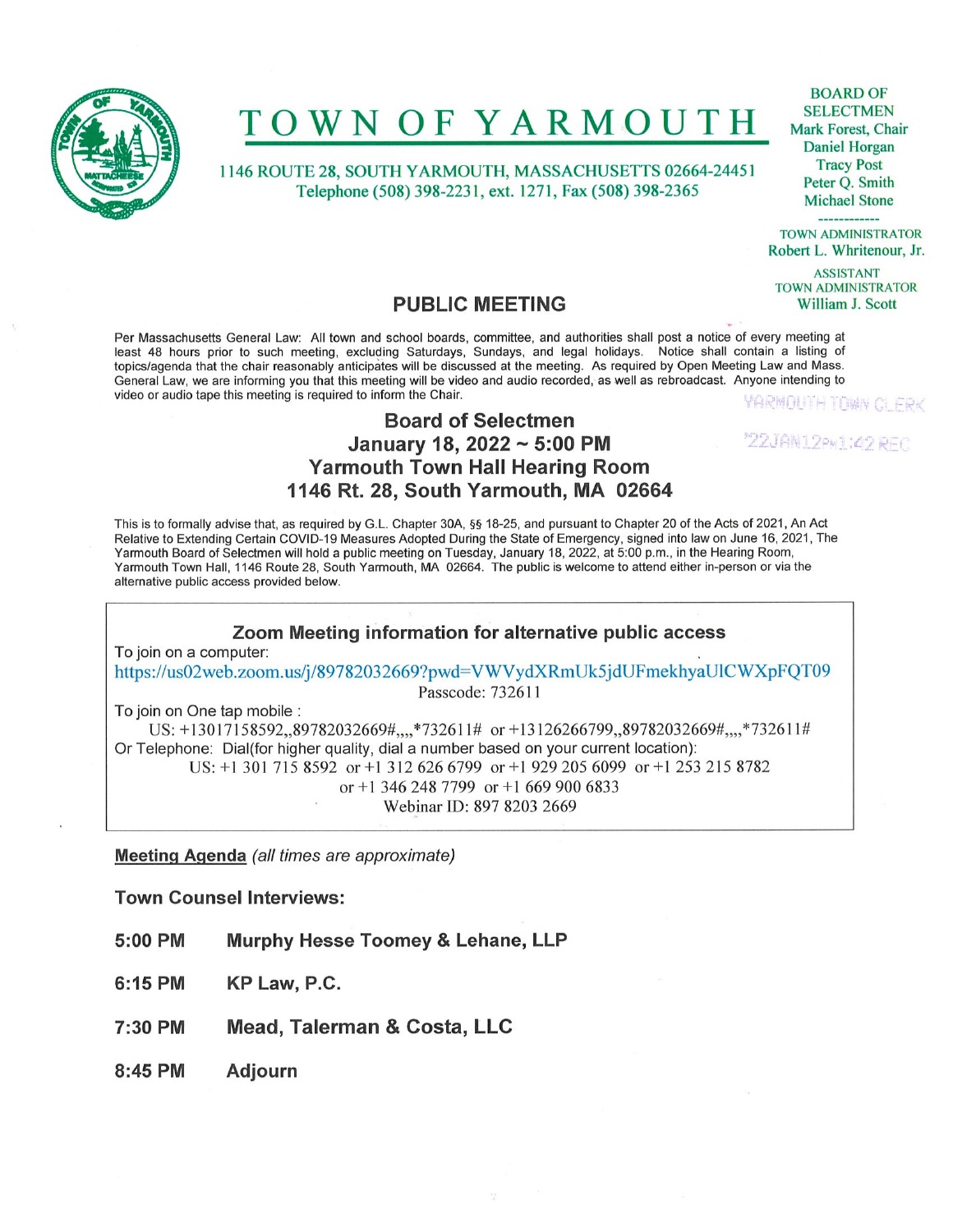# TOWN OF YARMOUTH

1146 ROUTE 28, SOUTH YARMOUTH, MASSACHUSETTS 02664-2445l
Telephone (508) 398-2231, ext. 1271, Fax (508) 398-2365

BOARD OF SELECTMEN
Mark Forest, Chair
Daniel Horgan
Tracy Post
Peter Q. Smith
Michael Stone

TOWN ADMINISTRATOR
Robert L. Whritenour, Jr.

ASSISTANT TOWN ADMINISTRATOR
William J. Scott

## PUBLIC MEETING

Per Massachusetts General Law: All town and school boards, committee, and authorities shall post a notice of every meeting at least 48 hours prior to such meeting, excluding Saturdays, Sundays, and legal holidays. Notice shall contain a listing of topics/agenda that the chair reasonably anticipates will be discussed at the meeting. As required by Open Meeting Law and Mass. General Law, we are informing you that this meeting will be video and audio recorded, as well as rebroadcast. Anyone intending to video or audio tape this meeting is required to inform the Chair.

YARMOUTH TOWN CLERK
'22JAN12PM1:42 REC

## Board of Selectmen
## January 18, 2022 ~ 5:00 PM
## Yarmouth Town Hall Hearing Room
## 1146 Rt. 28, South Yarmouth, MA 02664

This is to formally advise that, as required by G.L. Chapter 30A, §§ 18-25, and pursuant to Chapter 20 of the Acts of 2021, An Act Relative to Extending Certain COVID-19 Measures Adopted During the State of Emergency, signed into law on June 16, 2021, The Yarmouth Board of Selectmen will hold a public meeting on Tuesday, January 18, 2022, at 5:00 p.m., in the Hearing Room, Yarmouth Town Hall, 1146 Route 28, South Yarmouth, MA 02664. The public is welcome to attend either in-person or via the alternative public access provided below.

### Zoom Meeting information for alternative public access

To join on a computer:
https://us02web.zoom.us/j/89782032669?pwd=VWVydXRmUk5jdUFmekhyaUlCWXpFQT09
Passcode: 732611

To join on One tap mobile :
US: +13017158592,,89782032669#,,,,*732611# or +13126266799,,89782032669#,,,,*732611#

Or Telephone: Dial(for higher quality, dial a number based on your current location):
US: +1 301 715 8592 or +1 312 626 6799 or +1 929 205 6099 or +1 253 215 8782
or +1 346 248 7799 or +1 669 900 6833
Webinar ID: 897 8203 2669

**Meeting Agenda** *(all times are approximate)*

### Town Counsel Interviews:

**5:00 PM** **Murphy Hesse Toomey & Lehane, LLP**

**6:15 PM** **KP Law, P.C.**

**7:30 PM** **Mead, Talerman & Costa, LLC**

**8:45 PM** **Adjourn**